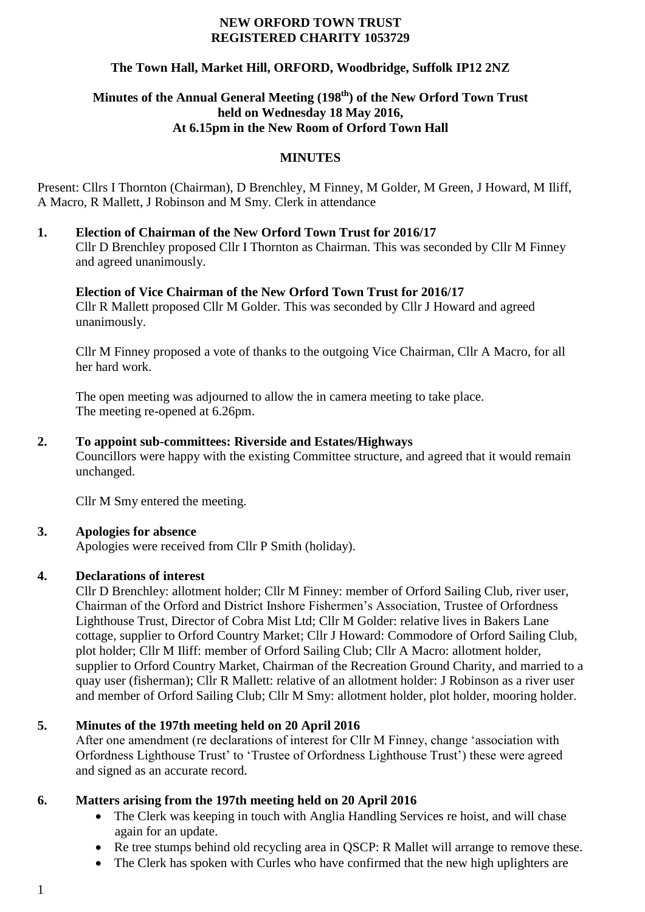**NEW ORFORD TOWN TRUST**
**REGISTERED CHARITY 1053729**

**The Town Hall, Market Hill, ORFORD, Woodbridge, Suffolk IP12 2NZ**

**Minutes of the Annual General Meeting (198th) of the New Orford Town Trust held on Wednesday 18 May 2016, At 6.15pm in the New Room of Orford Town Hall**

**MINUTES**

Present: Cllrs I Thornton (Chairman), D Brenchley, M Finney, M Golder, M Green, J Howard, M Iliff, A Macro, R Mallett, J Robinson and M Smy. Clerk in attendance

**1. Election of Chairman of the New Orford Town Trust for 2016/17**

Cllr D Brenchley proposed Cllr I Thornton as Chairman. This was seconded by Cllr M Finney and agreed unanimously.

**Election of Vice Chairman of the New Orford Town Trust for 2016/17**

Cllr R Mallett proposed Cllr M Golder. This was seconded by Cllr J Howard and agreed unanimously.

Cllr M Finney proposed a vote of thanks to the outgoing Vice Chairman, Cllr A Macro, for all her hard work.

The open meeting was adjourned to allow the in camera meeting to take place.
The meeting re-opened at 6.26pm.

**2. To appoint sub-committees: Riverside and Estates/Highways**

Councillors were happy with the existing Committee structure, and agreed that it would remain unchanged.

Cllr M Smy entered the meeting.

**3. Apologies for absence**

Apologies were received from Cllr P Smith (holiday).

**4. Declarations of interest**

Cllr D Brenchley: allotment holder; Cllr M Finney: member of Orford Sailing Club, river user, Chairman of the Orford and District Inshore Fishermen's Association, Trustee of Orfordness Lighthouse Trust, Director of Cobra Mist Ltd; Cllr M Golder: relative lives in Bakers Lane cottage, supplier to Orford Country Market; Cllr J Howard: Commodore of Orford Sailing Club, plot holder; Cllr M Iliff: member of Orford Sailing Club; Cllr A Macro: allotment holder, supplier to Orford Country Market, Chairman of the Recreation Ground Charity, and married to a quay user (fisherman); Cllr R Mallett: relative of an allotment holder: J Robinson as a river user and member of Orford Sailing Club; Cllr M Smy: allotment holder, plot holder, mooring holder.

**5. Minutes of the 197th meeting held on 20 April 2016**

After one amendment (re declarations of interest for Cllr M Finney, change 'association with Orfordness Lighthouse Trust' to 'Trustee of Orfordness Lighthouse Trust') these were agreed and signed as an accurate record.

**6. Matters arising from the 197th meeting held on 20 April 2016**

- The Clerk was keeping in touch with Anglia Handling Services re hoist, and will chase again for an update.
- Re tree stumps behind old recycling area in QSCP: R Mallet will arrange to remove these.
- The Clerk has spoken with Curles who have confirmed that the new high uplighters are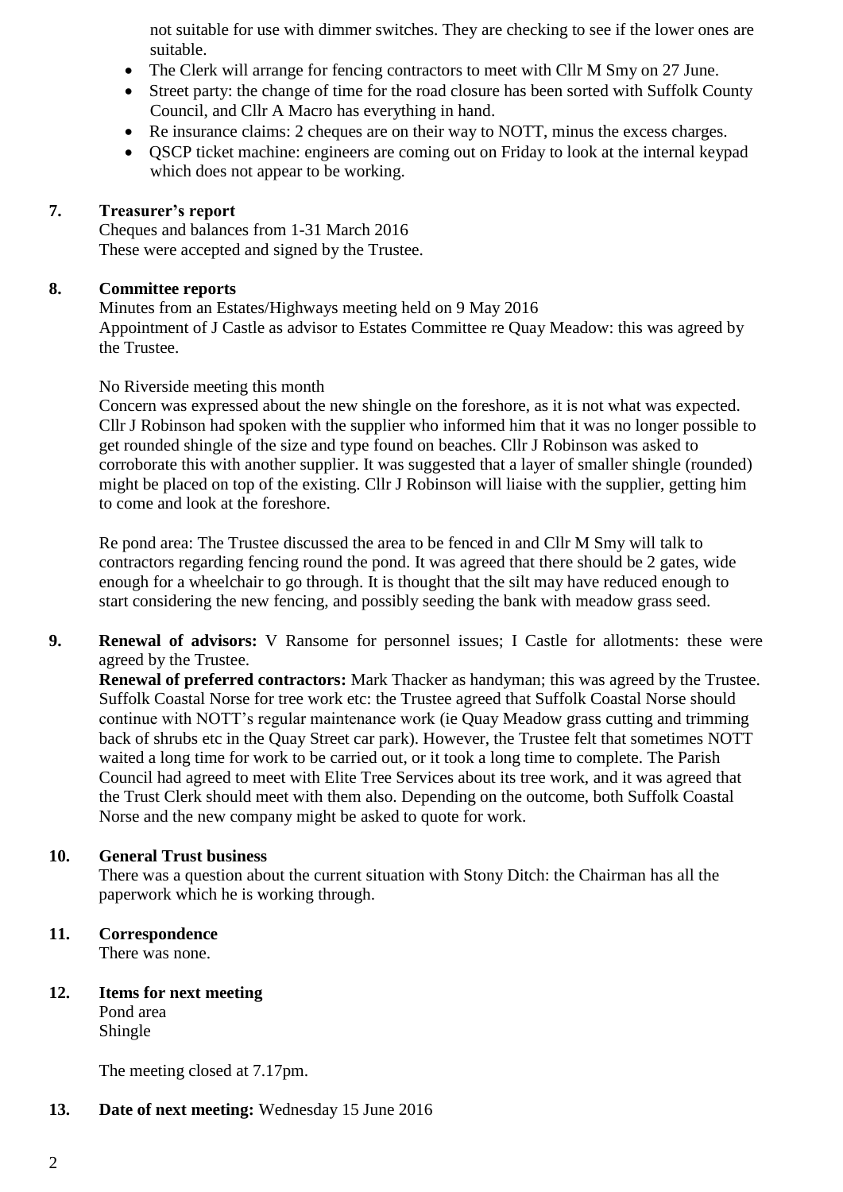not suitable for use with dimmer switches. They are checking to see if the lower ones are suitable.

- The Clerk will arrange for fencing contractors to meet with Cllr M Smy on 27 June.
- Street party: the change of time for the road closure has been sorted with Suffolk County Council, and Cllr A Macro has everything in hand.
- Re insurance claims: 2 cheques are on their way to NOTT, minus the excess charges.
- QSCP ticket machine: engineers are coming out on Friday to look at the internal keypad which does not appear to be working.

**7. Treasurer's report**

Cheques and balances from 1-31 March 2016
These were accepted and signed by the Trustee.

**8. Committee reports**

Minutes from an Estates/Highways meeting held on 9 May 2016
Appointment of J Castle as advisor to Estates Committee re Quay Meadow: this was agreed by the Trustee.

No Riverside meeting this month
Concern was expressed about the new shingle on the foreshore, as it is not what was expected. Cllr J Robinson had spoken with the supplier who informed him that it was no longer possible to get rounded shingle of the size and type found on beaches. Cllr J Robinson was asked to corroborate this with another supplier. It was suggested that a layer of smaller shingle (rounded) might be placed on top of the existing. Cllr J Robinson will liaise with the supplier, getting him to come and look at the foreshore.

Re pond area: The Trustee discussed the area to be fenced in and Cllr M Smy will talk to contractors regarding fencing round the pond. It was agreed that there should be 2 gates, wide enough for a wheelchair to go through. It is thought that the silt may have reduced enough to start considering the new fencing, and possibly seeding the bank with meadow grass seed.

**9. Renewal of advisors:** V Ransome for personnel issues; I Castle for allotments: these were agreed by the Trustee.

**Renewal of preferred contractors:** Mark Thacker as handyman; this was agreed by the Trustee. Suffolk Coastal Norse for tree work etc: the Trustee agreed that Suffolk Coastal Norse should continue with NOTT's regular maintenance work (ie Quay Meadow grass cutting and trimming back of shrubs etc in the Quay Street car park). However, the Trustee felt that sometimes NOTT waited a long time for work to be carried out, or it took a long time to complete. The Parish Council had agreed to meet with Elite Tree Services about its tree work, and it was agreed that the Trust Clerk should meet with them also. Depending on the outcome, both Suffolk Coastal Norse and the new company might be asked to quote for work.

**10. General Trust business**

There was a question about the current situation with Stony Ditch: the Chairman has all the paperwork which he is working through.

**11. Correspondence**

There was none.

**12. Items for next meeting**

Pond area
Shingle

The meeting closed at 7.17pm.

**13. Date of next meeting:** Wednesday 15 June 2016